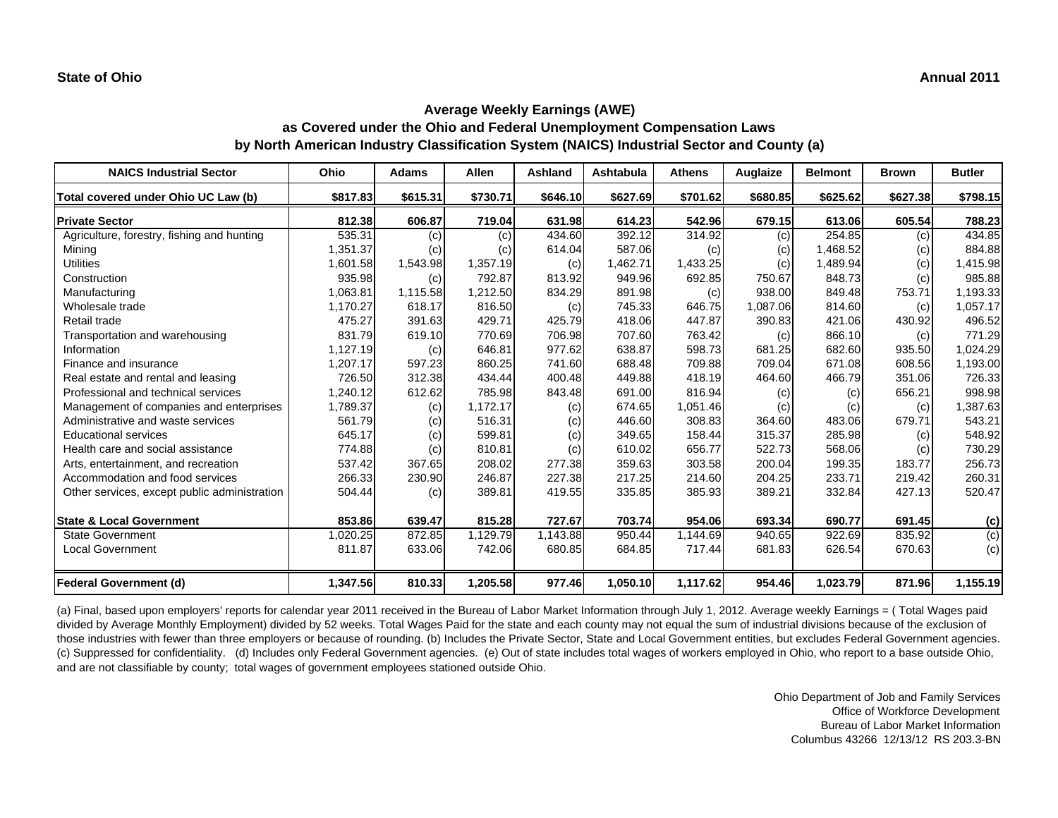**State of Ohio** **Annual 2011**

## Average Weekly Earnings (AWE)
## as Covered under the Ohio and Federal Unemployment Compensation Laws
## by North American Industry Classification System (NAICS) Industrial Sector and County (a)

| NAICS Industrial Sector | Ohio | Adams | Allen | Ashland | Ashtabula | Athens | Auglaize | Belmont | Brown | Butler |
|---|---|---|---|---|---|---|---|---|---|---|
| **Total covered under Ohio UC Law (b)** | **$817.83** | **$615.31** | **$730.71** | **$646.10** | **$627.69** | **$701.62** | **$680.85** | **$625.62** | **$627.38** | **$798.15** |
| **Private Sector** | **812.38** | **606.87** | **719.04** | **631.98** | **614.23** | **542.96** | **679.15** | **613.06** | **605.54** | **788.23** |
| Agriculture, forestry, fishing and hunting | 535.31 | (c) | (c) | 434.60 | 392.12 | 314.92 | (c) | 254.85 | (c) | 434.85 |
| Mining | 1,351.37 | (c) | (c) | 614.04 | 587.06 | (c) | (c) | 1,468.52 | (c) | 884.88 |
| Utilities | 1,601.58 | 1,543.98 | 1,357.19 | (c) | 1,462.71 | 1,433.25 | (c) | 1,489.94 | (c) | 1,415.98 |
| Construction | 935.98 | (c) | 792.87 | 813.92 | 949.96 | 692.85 | 750.67 | 848.73 | (c) | 985.88 |
| Manufacturing | 1,063.81 | 1,115.58 | 1,212.50 | 834.29 | 891.98 | (c) | 938.00 | 849.48 | 753.71 | 1,193.33 |
| Wholesale trade | 1,170.27 | 618.17 | 816.50 | (c) | 745.33 | 646.75 | 1,087.06 | 814.60 | (c) | 1,057.17 |
| Retail trade | 475.27 | 391.63 | 429.71 | 425.79 | 418.06 | 447.87 | 390.83 | 421.06 | 430.92 | 496.52 |
| Transportation and warehousing | 831.79 | 619.10 | 770.69 | 706.98 | 707.60 | 763.42 | (c) | 866.10 | (c) | 771.29 |
| Information | 1,127.19 | (c) | 646.81 | 977.62 | 638.87 | 598.73 | 681.25 | 682.60 | 935.50 | 1,024.29 |
| Finance and insurance | 1,207.17 | 597.23 | 860.25 | 741.60 | 688.48 | 709.88 | 709.04 | 671.08 | 608.56 | 1,193.00 |
| Real estate and rental and leasing | 726.50 | 312.38 | 434.44 | 400.48 | 449.88 | 418.19 | 464.60 | 466.79 | 351.06 | 726.33 |
| Professional and technical services | 1,240.12 | 612.62 | 785.98 | 843.48 | 691.00 | 816.94 | (c) | (c) | 656.21 | 998.98 |
| Management of companies and enterprises | 1,789.37 | (c) | 1,172.17 | (c) | 674.65 | 1,051.46 | (c) | (c) | (c) | 1,387.63 |
| Administrative and waste services | 561.79 | (c) | 516.31 | (c) | 446.60 | 308.83 | 364.60 | 483.06 | 679.71 | 543.21 |
| Educational services | 645.17 | (c) | 599.81 | (c) | 349.65 | 158.44 | 315.37 | 285.98 | (c) | 548.92 |
| Health care and social assistance | 774.88 | (c) | 810.81 | (c) | 610.02 | 656.77 | 522.73 | 568.06 | (c) | 730.29 |
| Arts, entertainment, and recreation | 537.42 | 367.65 | 208.02 | 277.38 | 359.63 | 303.58 | 200.04 | 199.35 | 183.77 | 256.73 |
| Accommodation and food services | 266.33 | 230.90 | 246.87 | 227.38 | 217.25 | 214.60 | 204.25 | 233.71 | 219.42 | 260.31 |
| Other services, except public administration | 504.44 | (c) | 389.81 | 419.55 | 335.85 | 385.93 | 389.21 | 332.84 | 427.13 | 520.47 |
| **State & Local Government** | **853.86** | **639.47** | **815.28** | **727.67** | **703.74** | **954.06** | **693.34** | **690.77** | **691.45** | **(c)** |
| State Government | 1,020.25 | 872.85 | 1,129.79 | 1,143.88 | 950.44 | 1,144.69 | 940.65 | 922.69 | 835.92 | (c) |
| Local Government | 811.87 | 633.06 | 742.06 | 680.85 | 684.85 | 717.44 | 681.83 | 626.54 | 670.63 | (c) |
| **Federal Government (d)** | **1,347.56** | **810.33** | **1,205.58** | **977.46** | **1,050.10** | **1,117.62** | **954.46** | **1,023.79** | **871.96** | **1,155.19** |

(a) Final, based upon employers' reports for calendar year 2011 received in the Bureau of Labor Market Information through July 1, 2012. Average weekly Earnings = ( Total Wages paid divided by Average Monthly Employment) divided by 52 weeks. Total Wages Paid for the state and each county may not equal the sum of industrial divisions because of the exclusion of those industries with fewer than three employers or because of rounding. (b) Includes the Private Sector, State and Local Government entities, but excludes Federal Government agencies. (c) Suppressed for confidentiality. (d) Includes only Federal Government agencies. (e) Out of state includes total wages of workers employed in Ohio, who report to a base outside Ohio, and are not classifiable by county; total wages of government employees stationed outside Ohio.

Ohio Department of Job and Family Services
Office of Workforce Development
Bureau of Labor Market Information
Columbus 43266 12/13/12 RS 203.3-BN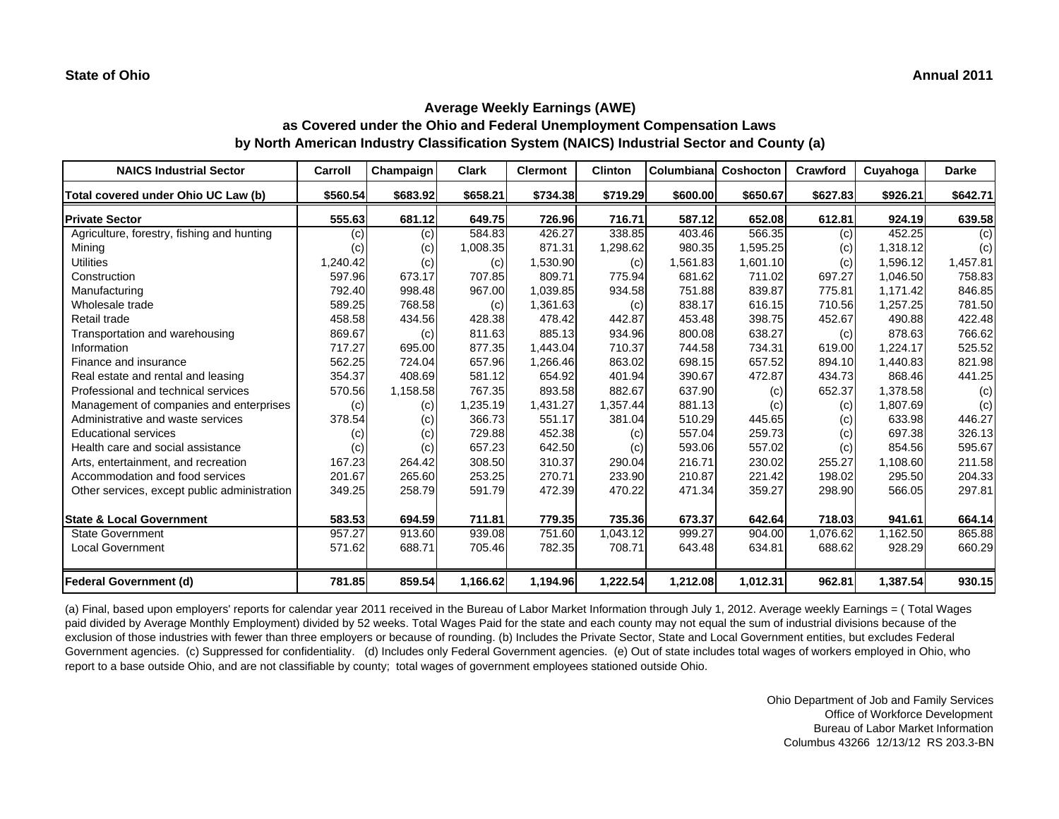State of Ohio Annual 2011

## Average Weekly Earnings (AWE)
## as Covered under the Ohio and Federal Unemployment Compensation Laws
## by North American Industry Classification System (NAICS) Industrial Sector and County (a)

| NAICS Industrial Sector | Carroll | Champaign | Clark | Clermont | Clinton | Columbiana | Coshocton | Crawford | Cuyahoga | Darke |
|---|---|---|---|---|---|---|---|---|---|---|
| Total covered under Ohio UC Law (b) | $560.54 | $683.92 | $658.21 | $734.38 | $719.29 | $600.00 | $650.67 | $627.83 | $926.21 | $642.71 |
| **Private Sector** | 555.63 | 681.12 | 649.75 | 726.96 | 716.71 | 587.12 | 652.08 | 612.81 | 924.19 | 639.58 |
| Agriculture, forestry, fishing and hunting | (c) | (c) | 584.83 | 426.27 | 338.85 | 403.46 | 566.35 | (c) | 452.25 | (c) |
| Mining | (c) | (c) | 1,008.35 | 871.31 | 1,298.62 | 980.35 | 1,595.25 | (c) | 1,318.12 | (c) |
| Utilities | 1,240.42 | (c) | (c) | 1,530.90 | (c) | 1,561.83 | 1,601.10 | (c) | 1,596.12 | 1,457.81 |
| Construction | 597.96 | 673.17 | 707.85 | 809.71 | 775.94 | 681.62 | 711.02 | 697.27 | 1,046.50 | 758.83 |
| Manufacturing | 792.40 | 998.48 | 967.00 | 1,039.85 | 934.58 | 751.88 | 839.87 | 775.81 | 1,171.42 | 846.85 |
| Wholesale trade | 589.25 | 768.58 | (c) | 1,361.63 | (c) | 838.17 | 616.15 | 710.56 | 1,257.25 | 781.50 |
| Retail trade | 458.58 | 434.56 | 428.38 | 478.42 | 442.87 | 453.48 | 398.75 | 452.67 | 490.88 | 422.48 |
| Transportation and warehousing | 869.67 | (c) | 811.63 | 885.13 | 934.96 | 800.08 | 638.27 | (c) | 878.63 | 766.62 |
| Information | 717.27 | 695.00 | 877.35 | 1,443.04 | 710.37 | 744.58 | 734.31 | 619.00 | 1,224.17 | 525.52 |
| Finance and insurance | 562.25 | 724.04 | 657.96 | 1,266.46 | 863.02 | 698.15 | 657.52 | 894.10 | 1,440.83 | 821.98 |
| Real estate and rental and leasing | 354.37 | 408.69 | 581.12 | 654.92 | 401.94 | 390.67 | 472.87 | 434.73 | 868.46 | 441.25 |
| Professional and technical services | 570.56 | 1,158.58 | 767.35 | 893.58 | 882.67 | 637.90 | (c) | 652.37 | 1,378.58 | (c) |
| Management of companies and enterprises | (c) | (c) | 1,235.19 | 1,431.27 | 1,357.44 | 881.13 | (c) | (c) | 1,807.69 | (c) |
| Administrative and waste services | 378.54 | (c) | 366.73 | 551.17 | 381.04 | 510.29 | 445.65 | (c) | 633.98 | 446.27 |
| Educational services | (c) | (c) | 729.88 | 452.38 | (c) | 557.04 | 259.73 | (c) | 697.38 | 326.13 |
| Health care and social assistance | (c) | (c) | 657.23 | 642.50 | (c) | 593.06 | 557.02 | (c) | 854.56 | 595.67 |
| Arts, entertainment, and recreation | 167.23 | 264.42 | 308.50 | 310.37 | 290.04 | 216.71 | 230.02 | 255.27 | 1,108.60 | 211.58 |
| Accommodation and food services | 201.67 | 265.60 | 253.25 | 270.71 | 233.90 | 210.87 | 221.42 | 198.02 | 295.50 | 204.33 |
| Other services, except public administration | 349.25 | 258.79 | 591.79 | 472.39 | 470.22 | 471.34 | 359.27 | 298.90 | 566.05 | 297.81 |
| **State & Local Government** | 583.53 | 694.59 | 711.81 | 779.35 | 735.36 | 673.37 | 642.64 | 718.03 | 941.61 | 664.14 |
| State Government | 957.27 | 913.60 | 939.08 | 751.60 | 1,043.12 | 999.27 | 904.00 | 1,076.62 | 1,162.50 | 865.88 |
| Local Government | 571.62 | 688.71 | 705.46 | 782.35 | 708.71 | 643.48 | 634.81 | 688.62 | 928.29 | 660.29 |
| **Federal Government (d)** | 781.85 | 859.54 | 1,166.62 | 1,194.96 | 1,222.54 | 1,212.08 | 1,012.31 | 962.81 | 1,387.54 | 930.15 |

(a) Final, based upon employers' reports for calendar year 2011 received in the Bureau of Labor Market Information through July 1, 2012. Average weekly Earnings = ( Total Wages paid divided by Average Monthly Employment) divided by 52 weeks. Total Wages Paid for the state and each county may not equal the sum of industrial divisions because of the exclusion of those industries with fewer than three employers or because of rounding. (b) Includes the Private Sector, State and Local Government entities, but excludes Federal Government agencies. (c) Suppressed for confidentiality. (d) Includes only Federal Government agencies. (e) Out of state includes total wages of workers employed in Ohio, who report to a base outside Ohio, and are not classifiable by county; total wages of government employees stationed outside Ohio.

Ohio Department of Job and Family Services
Office of Workforce Development
Bureau of Labor Market Information
Columbus 43266 12/13/12 RS 203.3-BN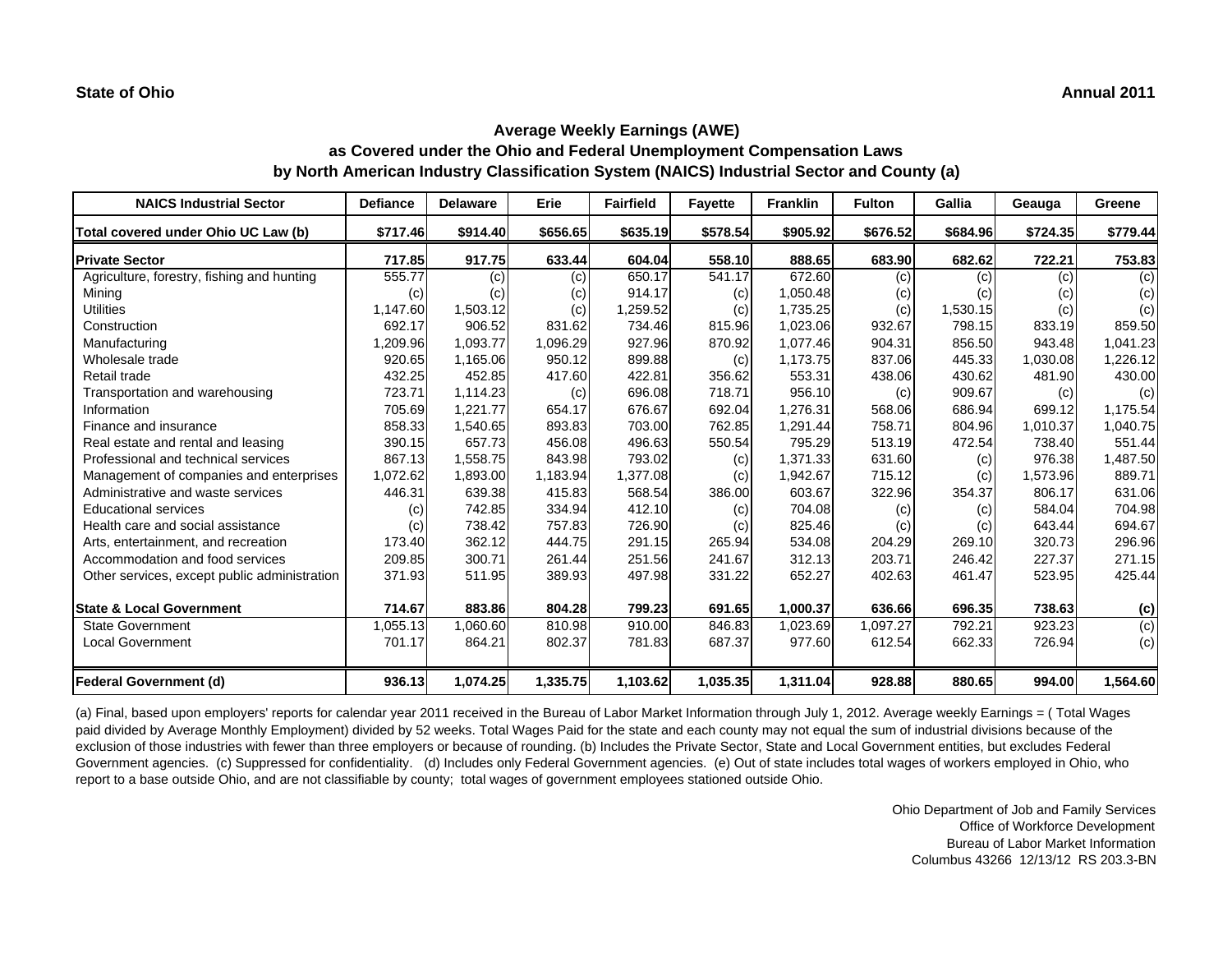**State of Ohio** **Annual 2011**

## Average Weekly Earnings (AWE)
## as Covered under the Ohio and Federal Unemployment Compensation Laws
## by North American Industry Classification System (NAICS) Industrial Sector and County (a)

| NAICS Industrial Sector | Defiance | Delaware | Erie | Fairfield | Fayette | Franklin | Fulton | Gallia | Geauga | Greene |
|---|---|---|---|---|---|---|---|---|---|---|
| **Total covered under Ohio UC Law (b)** | **$717.46** | **$914.40** | **$656.65** | **$635.19** | **$578.54** | **$905.92** | **$676.52** | **$684.96** | **$724.35** | **$779.44** |
| **Private Sector** | **717.85** | **917.75** | **633.44** | **604.04** | **558.10** | **888.65** | **683.90** | **682.62** | **722.21** | **753.83** |
| Agriculture, forestry, fishing and hunting | 555.77 | (c) | (c) | 650.17 | 541.17 | 672.60 | (c) | (c) | (c) | (c) |
| Mining | (c) | (c) | (c) | 914.17 | (c) | 1,050.48 | (c) | (c) | (c) | (c) |
| Utilities | 1,147.60 | 1,503.12 | (c) | 1,259.52 | (c) | 1,735.25 | (c) | 1,530.15 | (c) | (c) |
| Construction | 692.17 | 906.52 | 831.62 | 734.46 | 815.96 | 1,023.06 | 932.67 | 798.15 | 833.19 | 859.50 |
| Manufacturing | 1,209.96 | 1,093.77 | 1,096.29 | 927.96 | 870.92 | 1,077.46 | 904.31 | 856.50 | 943.48 | 1,041.23 |
| Wholesale trade | 920.65 | 1,165.06 | 950.12 | 899.88 | (c) | 1,173.75 | 837.06 | 445.33 | 1,030.08 | 1,226.12 |
| Retail trade | 432.25 | 452.85 | 417.60 | 422.81 | 356.62 | 553.31 | 438.06 | 430.62 | 481.90 | 430.00 |
| Transportation and warehousing | 723.71 | 1,114.23 | (c) | 696.08 | 718.71 | 956.10 | (c) | 909.67 | (c) | (c) |
| Information | 705.69 | 1,221.77 | 654.17 | 676.67 | 692.04 | 1,276.31 | 568.06 | 686.94 | 699.12 | 1,175.54 |
| Finance and insurance | 858.33 | 1,540.65 | 893.83 | 703.00 | 762.85 | 1,291.44 | 758.71 | 804.96 | 1,010.37 | 1,040.75 |
| Real estate and rental and leasing | 390.15 | 657.73 | 456.08 | 496.63 | 550.54 | 795.29 | 513.19 | 472.54 | 738.40 | 551.44 |
| Professional and technical services | 867.13 | 1,558.75 | 843.98 | 793.02 | (c) | 1,371.33 | 631.60 | (c) | 976.38 | 1,487.50 |
| Management of companies and enterprises | 1,072.62 | 1,893.00 | 1,183.94 | 1,377.08 | (c) | 1,942.67 | 715.12 | (c) | 1,573.96 | 889.71 |
| Administrative and waste services | 446.31 | 639.38 | 415.83 | 568.54 | 386.00 | 603.67 | 322.96 | 354.37 | 806.17 | 631.06 |
| Educational services | (c) | 742.85 | 334.94 | 412.10 | (c) | 704.08 | (c) | (c) | 584.04 | 704.98 |
| Health care and social assistance | (c) | 738.42 | 757.83 | 726.90 | (c) | 825.46 | (c) | (c) | 643.44 | 694.67 |
| Arts, entertainment, and recreation | 173.40 | 362.12 | 444.75 | 291.15 | 265.94 | 534.08 | 204.29 | 269.10 | 320.73 | 296.96 |
| Accommodation and food services | 209.85 | 300.71 | 261.44 | 251.56 | 241.67 | 312.13 | 203.71 | 246.42 | 227.37 | 271.15 |
| Other services, except public administration | 371.93 | 511.95 | 389.93 | 497.98 | 331.22 | 652.27 | 402.63 | 461.47 | 523.95 | 425.44 |
| **State & Local Government** | **714.67** | **883.86** | **804.28** | **799.23** | **691.65** | **1,000.37** | **636.66** | **696.35** | **738.63** | **(c)** |
| State Government | 1,055.13 | 1,060.60 | 810.98 | 910.00 | 846.83 | 1,023.69 | 1,097.27 | 792.21 | 923.23 | (c) |
| Local Government | 701.17 | 864.21 | 802.37 | 781.83 | 687.37 | 977.60 | 612.54 | 662.33 | 726.94 | (c) |
| **Federal Government (d)** | **936.13** | **1,074.25** | **1,335.75** | **1,103.62** | **1,035.35** | **1,311.04** | **928.88** | **880.65** | **994.00** | **1,564.60** |

(a) Final, based upon employers' reports for calendar year 2011 received in the Bureau of Labor Market Information through July 1, 2012. Average weekly Earnings = ( Total Wages paid divided by Average Monthly Employment) divided by 52 weeks. Total Wages Paid for the state and each county may not equal the sum of industrial divisions because of the exclusion of those industries with fewer than three employers or because of rounding. (b) Includes the Private Sector, State and Local Government entities, but excludes Federal Government agencies. (c) Suppressed for confidentiality. (d) Includes only Federal Government agencies. (e) Out of state includes total wages of workers employed in Ohio, who report to a base outside Ohio, and are not classifiable by county; total wages of government employees stationed outside Ohio.

Ohio Department of Job and Family Services
Office of Workforce Development
Bureau of Labor Market Information
Columbus 43266 12/13/12 RS 203.3-BN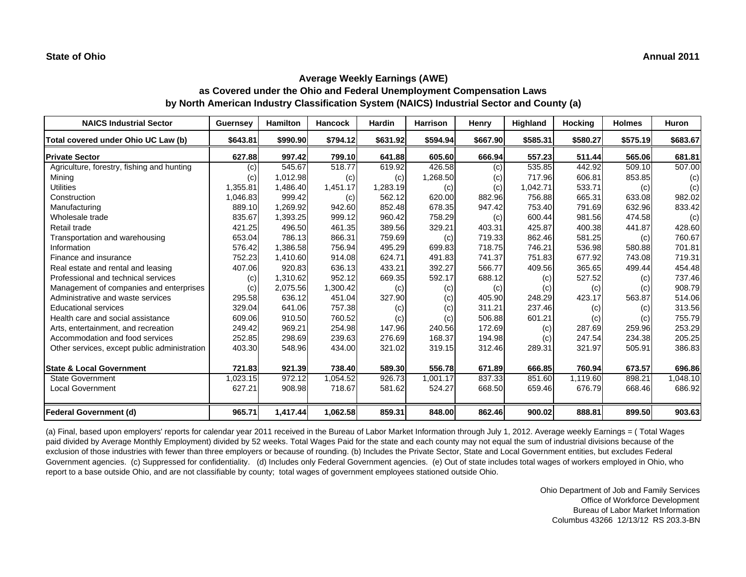**State of Ohio** **Annual 2011**

## Average Weekly Earnings (AWE)
## as Covered under the Ohio and Federal Unemployment Compensation Laws
## by North American Industry Classification System (NAICS) Industrial Sector and County (a)

| NAICS Industrial Sector | Guernsey | Hamilton | Hancock | Hardin | Harrison | Henry | Highland | Hocking | Holmes | Huron |
|---|---|---|---|---|---|---|---|---|---|---|
| **Total covered under Ohio UC Law (b)** | **$643.81** | **$990.90** | **$794.12** | **$631.92** | **$594.94** | **$667.90** | **$585.31** | **$580.27** | **$575.19** | **$683.67** |
| **Private Sector** | **627.88** | **997.42** | **799.10** | **641.88** | **605.60** | **666.94** | **557.23** | **511.44** | **565.06** | **681.81** |
| Agriculture, forestry, fishing and hunting | (c) | 545.67 | 518.77 | 619.92 | 426.58 | (c) | 535.85 | 442.92 | 509.10 | 507.00 |
| Mining | (c) | 1,012.98 | (c) | (c) | 1,268.50 | (c) | 717.96 | 606.81 | 853.85 | (c) |
| Utilities | 1,355.81 | 1,486.40 | 1,451.17 | 1,283.19 | (c) | (c) | 1,042.71 | 533.71 | (c) | (c) |
| Construction | 1,046.83 | 999.42 | (c) | 562.12 | 620.00 | 882.96 | 756.88 | 665.31 | 633.08 | 982.02 |
| Manufacturing | 889.10 | 1,269.92 | 942.60 | 852.48 | 678.35 | 947.42 | 753.40 | 791.69 | 632.96 | 833.42 |
| Wholesale trade | 835.67 | 1,393.25 | 999.12 | 960.42 | 758.29 | (c) | 600.44 | 981.56 | 474.58 | (c) |
| Retail trade | 421.25 | 496.50 | 461.35 | 389.56 | 329.21 | 403.31 | 425.87 | 400.38 | 441.87 | 428.60 |
| Transportation and warehousing | 653.04 | 786.13 | 866.31 | 759.69 | (c) | 719.33 | 862.46 | 581.25 | (c) | 760.67 |
| Information | 576.42 | 1,386.58 | 756.94 | 495.29 | 699.83 | 718.75 | 746.21 | 536.98 | 580.88 | 701.81 |
| Finance and insurance | 752.23 | 1,410.60 | 914.08 | 624.71 | 491.83 | 741.37 | 751.83 | 677.92 | 743.08 | 719.31 |
| Real estate and rental and leasing | 407.06 | 920.83 | 636.13 | 433.21 | 392.27 | 566.77 | 409.56 | 365.65 | 499.44 | 454.48 |
| Professional and technical services | (c) | 1,310.62 | 952.12 | 669.35 | 592.17 | 688.12 | (c) | 527.52 | (c) | 737.46 |
| Management of companies and enterprises | (c) | 2,075.56 | 1,300.42 | (c) | (c) | (c) | (c) | (c) | (c) | 908.79 |
| Administrative and waste services | 295.58 | 636.12 | 451.04 | 327.90 | (c) | 405.90 | 248.29 | 423.17 | 563.87 | 514.06 |
| Educational services | 329.04 | 641.06 | 757.38 | (c) | (c) | 311.21 | 237.46 | (c) | (c) | 313.56 |
| Health care and social assistance | 609.06 | 910.50 | 760.52 | (c) | (c) | 506.88 | 601.21 | (c) | (c) | 755.79 |
| Arts, entertainment, and recreation | 249.42 | 969.21 | 254.98 | 147.96 | 240.56 | 172.69 | (c) | 287.69 | 259.96 | 253.29 |
| Accommodation and food services | 252.85 | 298.69 | 239.63 | 276.69 | 168.37 | 194.98 | (c) | 247.54 | 234.38 | 205.25 |
| Other services, except public administration | 403.30 | 548.96 | 434.00 | 321.02 | 319.15 | 312.46 | 289.31 | 321.97 | 505.91 | 386.83 |
| **State & Local Government** | **721.83** | **921.39** | **738.40** | **589.30** | **556.78** | **671.89** | **666.85** | **760.94** | **673.57** | **696.86** |
| State Government | 1,023.15 | 972.12 | 1,054.52 | 926.73 | 1,001.17 | 837.33 | 851.60 | 1,119.60 | 898.21 | 1,048.10 |
| Local Government | 627.21 | 908.98 | 718.67 | 581.62 | 524.27 | 668.50 | 659.46 | 676.79 | 668.46 | 686.92 |
| **Federal Government (d)** | **965.71** | **1,417.44** | **1,062.58** | **859.31** | **848.00** | **862.46** | **900.02** | **888.81** | **899.50** | **903.63** |

(a) Final, based upon employers' reports for calendar year 2011 received in the Bureau of Labor Market Information through July 1, 2012. Average weekly Earnings = ( Total Wages paid divided by Average Monthly Employment) divided by 52 weeks. Total Wages Paid for the state and each county may not equal the sum of industrial divisions because of the exclusion of those industries with fewer than three employers or because of rounding. (b) Includes the Private Sector, State and Local Government entities, but excludes Federal Government agencies. (c) Suppressed for confidentiality. (d) Includes only Federal Government agencies. (e) Out of state includes total wages of workers employed in Ohio, who report to a base outside Ohio, and are not classifiable by county; total wages of government employees stationed outside Ohio.

Ohio Department of Job and Family Services
Office of Workforce Development
Bureau of Labor Market Information
Columbus 43266 12/13/12 RS 203.3-BN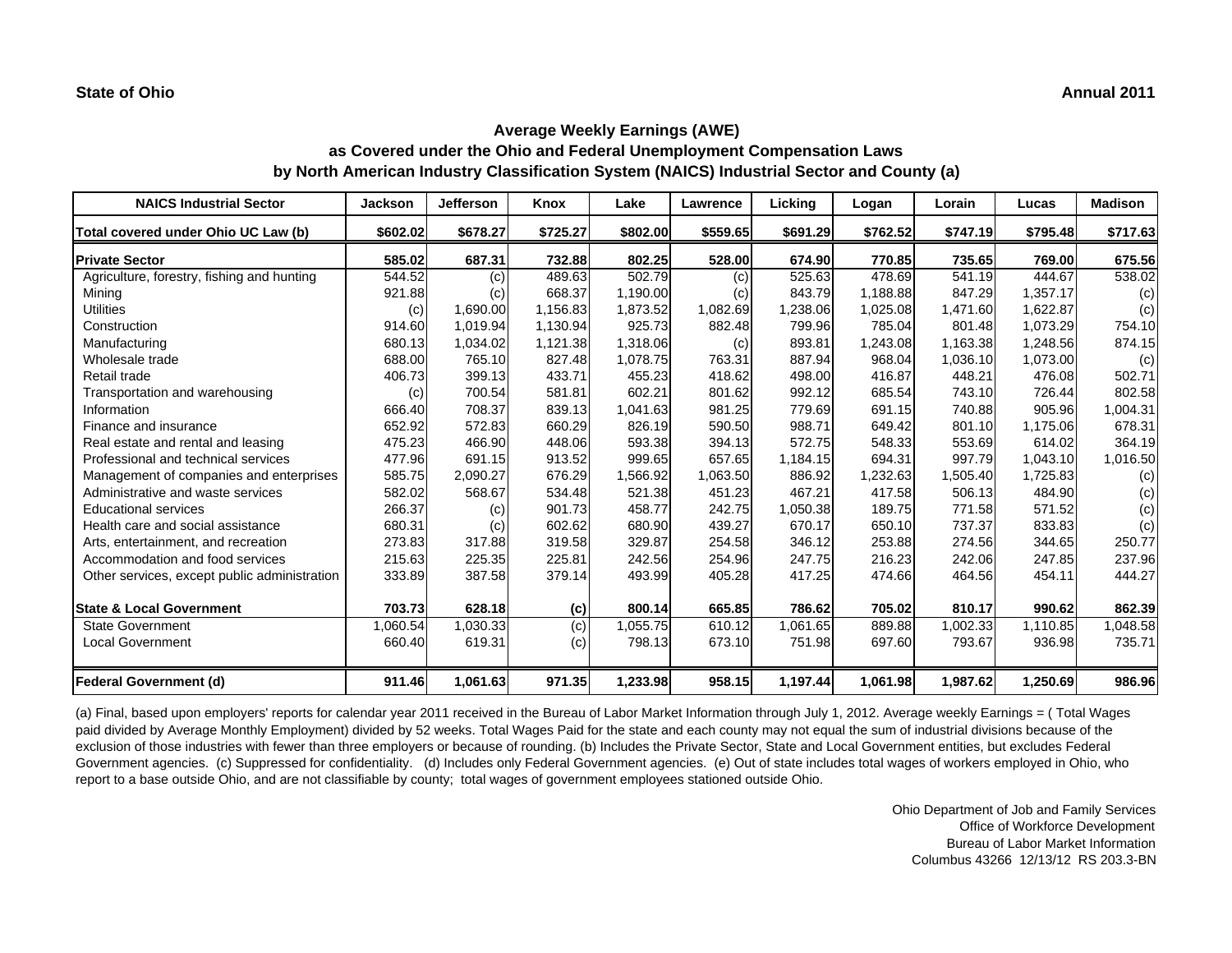**State of Ohio** **Annual 2011**

## Average Weekly Earnings (AWE)
## as Covered under the Ohio and Federal Unemployment Compensation Laws
## by North American Industry Classification System (NAICS) Industrial Sector and County (a)

| NAICS Industrial Sector | Jackson | Jefferson | Knox | Lake | Lawrence | Licking | Logan | Lorain | Lucas | Madison |
|---|---|---|---|---|---|---|---|---|---|---|
| **Total covered under Ohio UC Law (b)** | **$602.02** | **$678.27** | **$725.27** | **$802.00** | **$559.65** | **$691.29** | **$762.52** | **$747.19** | **$795.48** | **$717.63** |
| **Private Sector** | **585.02** | **687.31** | **732.88** | **802.25** | **528.00** | **674.90** | **770.85** | **735.65** | **769.00** | **675.56** |
| Agriculture, forestry, fishing and hunting | 544.52 | (c) | 489.63 | 502.79 | (c) | 525.63 | 478.69 | 541.19 | 444.67 | 538.02 |
| Mining | 921.88 | (c) | 668.37 | 1,190.00 | (c) | 843.79 | 1,188.88 | 847.29 | 1,357.17 | (c) |
| Utilities | (c) | 1,690.00 | 1,156.83 | 1,873.52 | 1,082.69 | 1,238.06 | 1,025.08 | 1,471.60 | 1,622.87 | (c) |
| Construction | 914.60 | 1,019.94 | 1,130.94 | 925.73 | 882.48 | 799.96 | 785.04 | 801.48 | 1,073.29 | 754.10 |
| Manufacturing | 680.13 | 1,034.02 | 1,121.38 | 1,318.06 | (c) | 893.81 | 1,243.08 | 1,163.38 | 1,248.56 | 874.15 |
| Wholesale trade | 688.00 | 765.10 | 827.48 | 1,078.75 | 763.31 | 887.94 | 968.04 | 1,036.10 | 1,073.00 | (c) |
| Retail trade | 406.73 | 399.13 | 433.71 | 455.23 | 418.62 | 498.00 | 416.87 | 448.21 | 476.08 | 502.71 |
| Transportation and warehousing | (c) | 700.54 | 581.81 | 602.21 | 801.62 | 992.12 | 685.54 | 743.10 | 726.44 | 802.58 |
| Information | 666.40 | 708.37 | 839.13 | 1,041.63 | 981.25 | 779.69 | 691.15 | 740.88 | 905.96 | 1,004.31 |
| Finance and insurance | 652.92 | 572.83 | 660.29 | 826.19 | 590.50 | 988.71 | 649.42 | 801.10 | 1,175.06 | 678.31 |
| Real estate and rental and leasing | 475.23 | 466.90 | 448.06 | 593.38 | 394.13 | 572.75 | 548.33 | 553.69 | 614.02 | 364.19 |
| Professional and technical services | 477.96 | 691.15 | 913.52 | 999.65 | 657.65 | 1,184.15 | 694.31 | 997.79 | 1,043.10 | 1,016.50 |
| Management of companies and enterprises | 585.75 | 2,090.27 | 676.29 | 1,566.92 | 1,063.50 | 886.92 | 1,232.63 | 1,505.40 | 1,725.83 | (c) |
| Administrative and waste services | 582.02 | 568.67 | 534.48 | 521.38 | 451.23 | 467.21 | 417.58 | 506.13 | 484.90 | (c) |
| Educational services | 266.37 | (c) | 901.73 | 458.77 | 242.75 | 1,050.38 | 189.75 | 771.58 | 571.52 | (c) |
| Health care and social assistance | 680.31 | (c) | 602.62 | 680.90 | 439.27 | 670.17 | 650.10 | 737.37 | 833.83 | (c) |
| Arts, entertainment, and recreation | 273.83 | 317.88 | 319.58 | 329.87 | 254.58 | 346.12 | 253.88 | 274.56 | 344.65 | 250.77 |
| Accommodation and food services | 215.63 | 225.35 | 225.81 | 242.56 | 254.96 | 247.75 | 216.23 | 242.06 | 247.85 | 237.96 |
| Other services, except public administration | 333.89 | 387.58 | 379.14 | 493.99 | 405.28 | 417.25 | 474.66 | 464.56 | 454.11 | 444.27 |
| **State & Local Government** | **703.73** | **628.18** | **(c)** | **800.14** | **665.85** | **786.62** | **705.02** | **810.17** | **990.62** | **862.39** |
| State Government | 1,060.54 | 1,030.33 | (c) | 1,055.75 | 610.12 | 1,061.65 | 889.88 | 1,002.33 | 1,110.85 | 1,048.58 |
| Local Government | 660.40 | 619.31 | (c) | 798.13 | 673.10 | 751.98 | 697.60 | 793.67 | 936.98 | 735.71 |
| **Federal Government (d)** | **911.46** | **1,061.63** | **971.35** | **1,233.98** | **958.15** | **1,197.44** | **1,061.98** | **1,987.62** | **1,250.69** | **986.96** |

(a) Final, based upon employers' reports for calendar year 2011 received in the Bureau of Labor Market Information through July 1, 2012. Average weekly Earnings = ( Total Wages paid divided by Average Monthly Employment) divided by 52 weeks. Total Wages Paid for the state and each county may not equal the sum of industrial divisions because of the exclusion of those industries with fewer than three employers or because of rounding. (b) Includes the Private Sector, State and Local Government entities, but excludes Federal Government agencies. (c) Suppressed for confidentiality. (d) Includes only Federal Government agencies. (e) Out of state includes total wages of workers employed in Ohio, who report to a base outside Ohio, and are not classifiable by county; total wages of government employees stationed outside Ohio.

Ohio Department of Job and Family Services
Office of Workforce Development
Bureau of Labor Market Information
Columbus 43266 12/13/12 RS 203.3-BN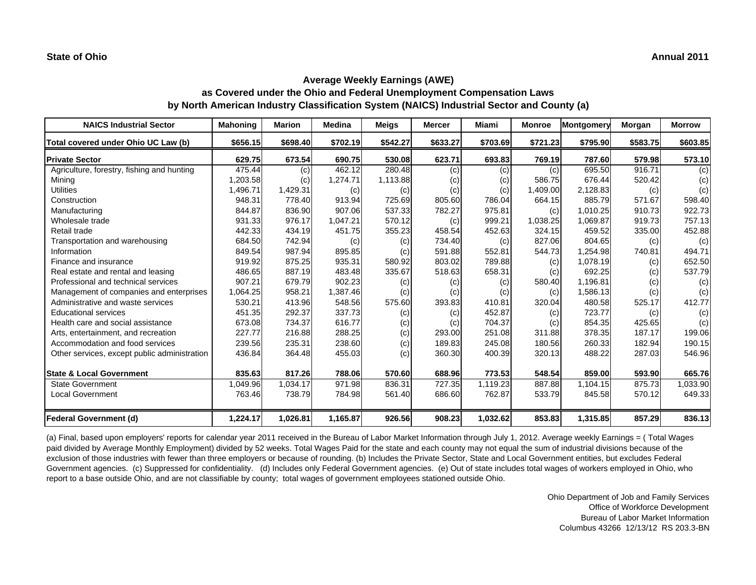**State of Ohio** **Annual 2011**

## Average Weekly Earnings (AWE)
## as Covered under the Ohio and Federal Unemployment Compensation Laws
## by North American Industry Classification System (NAICS) Industrial Sector and County (a)

| NAICS Industrial Sector | Mahoning | Marion | Medina | Meigs | Mercer | Miami | Monroe | Montgomery | Morgan | Morrow |
|---|---|---|---|---|---|---|---|---|---|---|
| **Total covered under Ohio UC Law (b)** | **$656.15** | **$698.40** | **$702.19** | **$542.27** | **$633.27** | **$703.69** | **$721.23** | **$795.90** | **$583.75** | **$603.85** |
| **Private Sector** | **629.75** | **673.54** | **690.75** | **530.08** | **623.71** | **693.83** | **769.19** | **787.60** | **579.98** | **573.10** |
| Agriculture, forestry, fishing and hunting | 475.44 | (c) | 462.12 | 280.48 | (c) | (c) | (c) | 695.50 | 916.71 | (c) |
| Mining | 1,203.58 | (c) | 1,274.71 | 1,113.88 | (c) | (c) | 586.75 | 676.44 | 520.42 | (c) |
| Utilities | 1,496.71 | 1,429.31 | (c) | (c) | (c) | (c) | 1,409.00 | 2,128.83 | (c) | (c) |
| Construction | 948.31 | 778.40 | 913.94 | 725.69 | 805.60 | 786.04 | 664.15 | 885.79 | 571.67 | 598.40 |
| Manufacturing | 844.87 | 836.90 | 907.06 | 537.33 | 782.27 | 975.81 | (c) | 1,010.25 | 910.73 | 922.73 |
| Wholesale trade | 931.33 | 976.17 | 1,047.21 | 570.12 | (c) | 999.21 | 1,038.25 | 1,069.87 | 919.73 | 757.13 |
| Retail trade | 442.33 | 434.19 | 451.75 | 355.23 | 458.54 | 452.63 | 324.15 | 459.52 | 335.00 | 452.88 |
| Transportation and warehousing | 684.50 | 742.94 | (c) | (c) | 734.40 | (c) | 827.06 | 804.65 | (c) | (c) |
| Information | 849.54 | 987.94 | 895.85 | (c) | 591.88 | 552.81 | 544.73 | 1,254.98 | 740.81 | 494.71 |
| Finance and insurance | 919.92 | 875.25 | 935.31 | 580.92 | 803.02 | 789.88 | (c) | 1,078.19 | (c) | 652.50 |
| Real estate and rental and leasing | 486.65 | 887.19 | 483.48 | 335.67 | 518.63 | 658.31 | (c) | 692.25 | (c) | 537.79 |
| Professional and technical services | 907.21 | 679.79 | 902.23 | (c) | (c) | (c) | 580.40 | 1,196.81 | (c) | (c) |
| Management of companies and enterprises | 1,064.25 | 958.21 | 1,387.46 | (c) | (c) | (c) | (c) | 1,586.13 | (c) | (c) |
| Administrative and waste services | 530.21 | 413.96 | 548.56 | 575.60 | 393.83 | 410.81 | 320.04 | 480.58 | 525.17 | 412.77 |
| Educational services | 451.35 | 292.37 | 337.73 | (c) | (c) | 452.87 | (c) | 723.77 | (c) | (c) |
| Health care and social assistance | 673.08 | 734.37 | 616.77 | (c) | (c) | 704.37 | (c) | 854.35 | 425.65 | (c) |
| Arts, entertainment, and recreation | 227.77 | 216.88 | 288.25 | (c) | 293.00 | 251.08 | 311.88 | 378.35 | 187.17 | 199.06 |
| Accommodation and food services | 239.56 | 235.31 | 238.60 | (c) | 189.83 | 245.08 | 180.56 | 260.33 | 182.94 | 190.15 |
| Other services, except public administration | 436.84 | 364.48 | 455.03 | (c) | 360.30 | 400.39 | 320.13 | 488.22 | 287.03 | 546.96 |
| **State & Local Government** | **835.63** | **817.26** | **788.06** | **570.60** | **688.96** | **773.53** | **548.54** | **859.00** | **593.90** | **665.76** |
| State Government | 1,049.96 | 1,034.17 | 971.98 | 836.31 | 727.35 | 1,119.23 | 887.88 | 1,104.15 | 875.73 | 1,033.90 |
| Local Government | 763.46 | 738.79 | 784.98 | 561.40 | 686.60 | 762.87 | 533.79 | 845.58 | 570.12 | 649.33 |
| **Federal Government (d)** | **1,224.17** | **1,026.81** | **1,165.87** | **926.56** | **908.23** | **1,032.62** | **853.83** | **1,315.85** | **857.29** | **836.13** |

(a) Final, based upon employers' reports for calendar year 2011 received in the Bureau of Labor Market Information through July 1, 2012. Average weekly Earnings = ( Total Wages paid divided by Average Monthly Employment) divided by 52 weeks. Total Wages Paid for the state and each county may not equal the sum of industrial divisions because of the exclusion of those industries with fewer than three employers or because of rounding. (b) Includes the Private Sector, State and Local Government entities, but excludes Federal Government agencies. (c) Suppressed for confidentiality. (d) Includes only Federal Government agencies. (e) Out of state includes total wages of workers employed in Ohio, who report to a base outside Ohio, and are not classifiable by county; total wages of government employees stationed outside Ohio.

Ohio Department of Job and Family Services
Office of Workforce Development
Bureau of Labor Market Information
Columbus 43266 12/13/12 RS 203.3-BN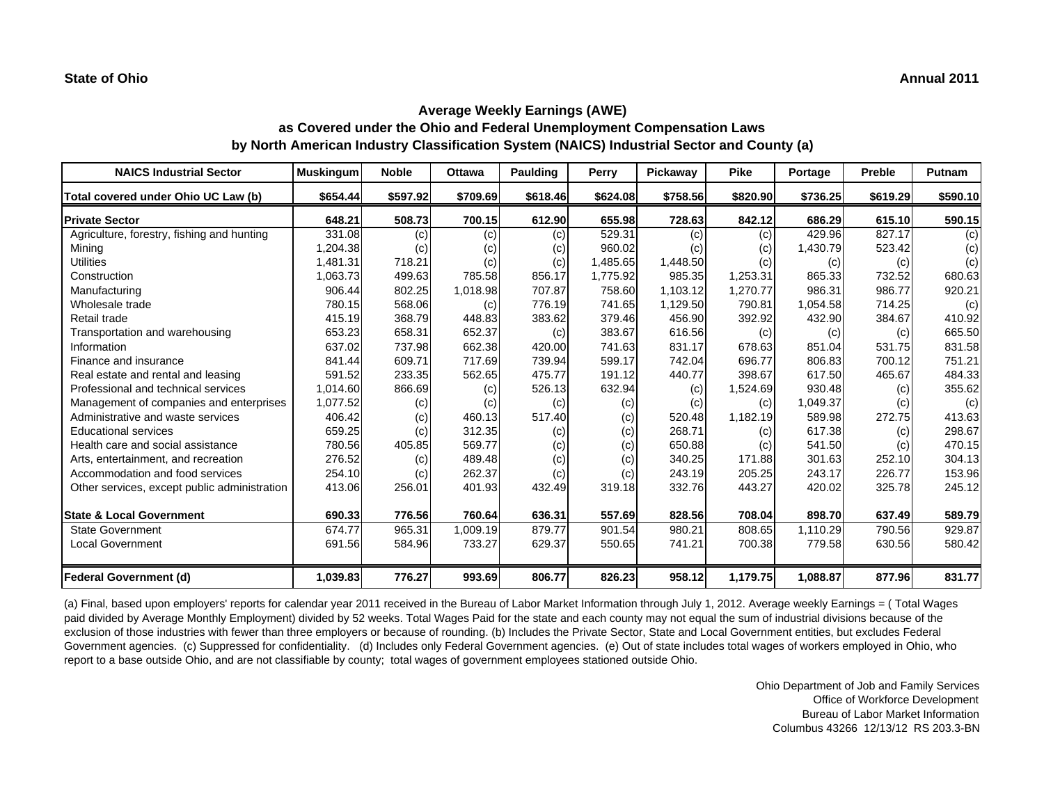**State of Ohio** **Annual 2011**

## Average Weekly Earnings (AWE)
## as Covered under the Ohio and Federal Unemployment Compensation Laws
## by North American Industry Classification System (NAICS) Industrial Sector and County (a)

| NAICS Industrial Sector | Muskingum | Noble | Ottawa | Paulding | Perry | Pickaway | Pike | Portage | Preble | Putnam |
|---|---|---|---|---|---|---|---|---|---|---|
| **Total covered under Ohio UC Law (b)** | **$654.44** | **$597.92** | **$709.69** | **$618.46** | **$624.08** | **$758.56** | **$820.90** | **$736.25** | **$619.29** | **$590.10** |
| **Private Sector** | **648.21** | **508.73** | **700.15** | **612.90** | **655.98** | **728.63** | **842.12** | **686.29** | **615.10** | **590.15** |
| Agriculture, forestry, fishing and hunting | 331.08 | (c) | (c) | (c) | 529.31 | (c) | (c) | 429.96 | 827.17 | (c) |
| Mining | 1,204.38 | (c) | (c) | (c) | 960.02 | (c) | (c) | 1,430.79 | 523.42 | (c) |
| Utilities | 1,481.31 | 718.21 | (c) | (c) | 1,485.65 | 1,448.50 | (c) | (c) | (c) | (c) |
| Construction | 1,063.73 | 499.63 | 785.58 | 856.17 | 1,775.92 | 985.35 | 1,253.31 | 865.33 | 732.52 | 680.63 |
| Manufacturing | 906.44 | 802.25 | 1,018.98 | 707.87 | 758.60 | 1,103.12 | 1,270.77 | 986.31 | 986.77 | 920.21 |
| Wholesale trade | 780.15 | 568.06 | (c) | 776.19 | 741.65 | 1,129.50 | 790.81 | 1,054.58 | 714.25 | (c) |
| Retail trade | 415.19 | 368.79 | 448.83 | 383.62 | 379.46 | 456.90 | 392.92 | 432.90 | 384.67 | 410.92 |
| Transportation and warehousing | 653.23 | 658.31 | 652.37 | (c) | 383.67 | 616.56 | (c) | (c) | (c) | 665.50 |
| Information | 637.02 | 737.98 | 662.38 | 420.00 | 741.63 | 831.17 | 678.63 | 851.04 | 531.75 | 831.58 |
| Finance and insurance | 841.44 | 609.71 | 717.69 | 739.94 | 599.17 | 742.04 | 696.77 | 806.83 | 700.12 | 751.21 |
| Real estate and rental and leasing | 591.52 | 233.35 | 562.65 | 475.77 | 191.12 | 440.77 | 398.67 | 617.50 | 465.67 | 484.33 |
| Professional and technical services | 1,014.60 | 866.69 | (c) | 526.13 | 632.94 | (c) | 1,524.69 | 930.48 | (c) | 355.62 |
| Management of companies and enterprises | 1,077.52 | (c) | (c) | (c) | (c) | (c) | (c) | 1,049.37 | (c) | (c) |
| Administrative and waste services | 406.42 | (c) | 460.13 | 517.40 | (c) | 520.48 | 1,182.19 | 589.98 | 272.75 | 413.63 |
| Educational services | 659.25 | (c) | 312.35 | (c) | (c) | 268.71 | (c) | 617.38 | (c) | 298.67 |
| Health care and social assistance | 780.56 | 405.85 | 569.77 | (c) | (c) | 650.88 | (c) | 541.50 | (c) | 470.15 |
| Arts, entertainment, and recreation | 276.52 | (c) | 489.48 | (c) | (c) | 340.25 | 171.88 | 301.63 | 252.10 | 304.13 |
| Accommodation and food services | 254.10 | (c) | 262.37 | (c) | (c) | 243.19 | 205.25 | 243.17 | 226.77 | 153.96 |
| Other services, except public administration | 413.06 | 256.01 | 401.93 | 432.49 | 319.18 | 332.76 | 443.27 | 420.02 | 325.78 | 245.12 |
| **State & Local Government** | **690.33** | **776.56** | **760.64** | **636.31** | **557.69** | **828.56** | **708.04** | **898.70** | **637.49** | **589.79** |
| State Government | 674.77 | 965.31 | 1,009.19 | 879.77 | 901.54 | 980.21 | 808.65 | 1,110.29 | 790.56 | 929.87 |
| Local Government | 691.56 | 584.96 | 733.27 | 629.37 | 550.65 | 741.21 | 700.38 | 779.58 | 630.56 | 580.42 |
| **Federal Government (d)** | **1,039.83** | **776.27** | **993.69** | **806.77** | **826.23** | **958.12** | **1,179.75** | **1,088.87** | **877.96** | **831.77** |

(a) Final, based upon employers' reports for calendar year 2011 received in the Bureau of Labor Market Information through July 1, 2012. Average weekly Earnings = ( Total Wages paid divided by Average Monthly Employment) divided by 52 weeks. Total Wages Paid for the state and each county may not equal the sum of industrial divisions because of the exclusion of those industries with fewer than three employers or because of rounding. (b) Includes the Private Sector, State and Local Government entities, but excludes Federal Government agencies. (c) Suppressed for confidentiality. (d) Includes only Federal Government agencies. (e) Out of state includes total wages of workers employed in Ohio, who report to a base outside Ohio, and are not classifiable by county; total wages of government employees stationed outside Ohio.

Ohio Department of Job and Family Services
Office of Workforce Development
Bureau of Labor Market Information
Columbus 43266 12/13/12 RS 203.3-BN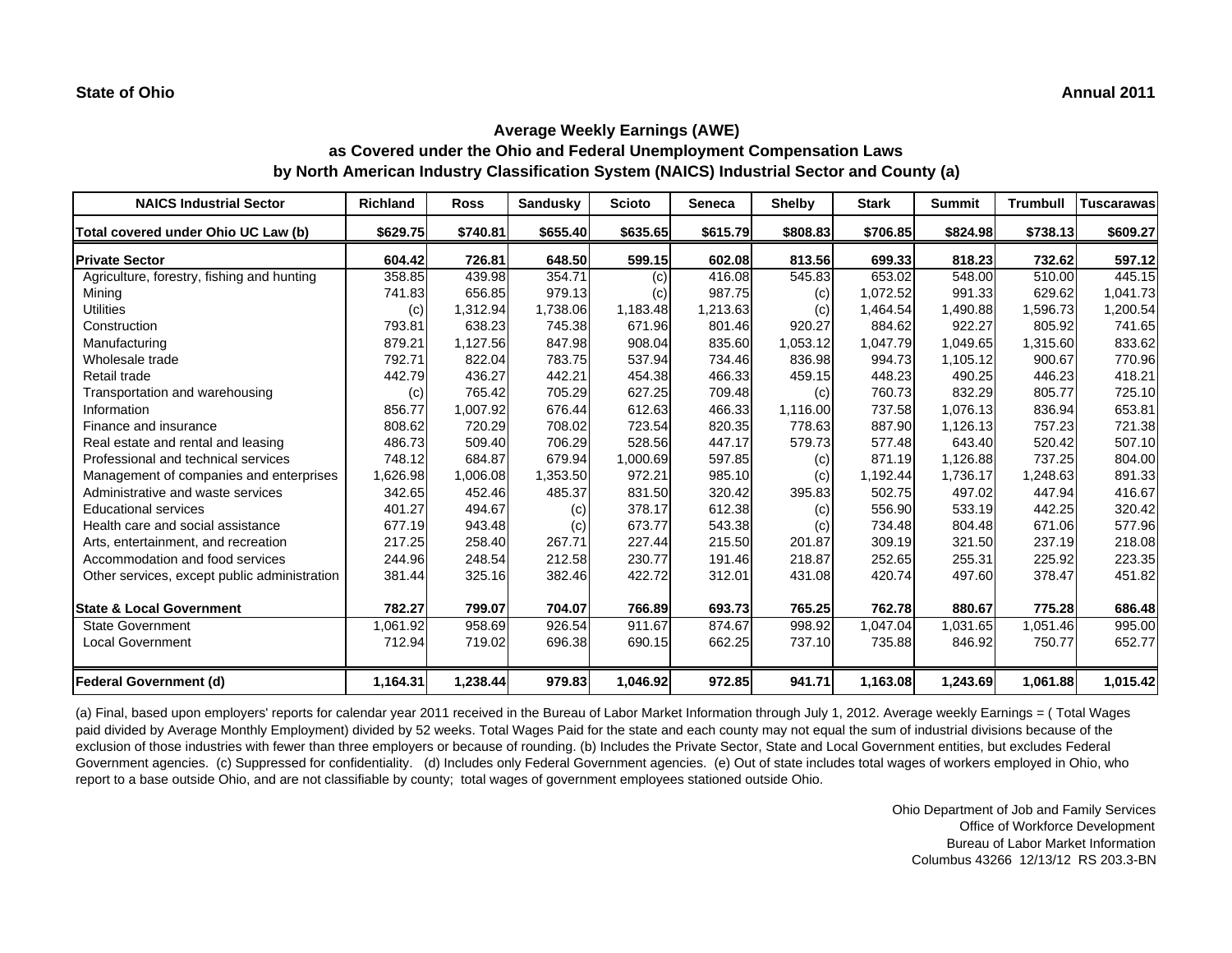**State of Ohio** **Annual 2011**

## Average Weekly Earnings (AWE)
## as Covered under the Ohio and Federal Unemployment Compensation Laws
## by North American Industry Classification System (NAICS) Industrial Sector and County (a)

| NAICS Industrial Sector | Richland | Ross | Sandusky | Scioto | Seneca | Shelby | Stark | Summit | Trumbull | Tuscarawas |
|---|---|---|---|---|---|---|---|---|---|---|
| **Total covered under Ohio UC Law (b)** | **$629.75** | **$740.81** | **$655.40** | **$635.65** | **$615.79** | **$808.83** | **$706.85** | **$824.98** | **$738.13** | **$609.27** |
| **Private Sector** | **604.42** | **726.81** | **648.50** | **599.15** | **602.08** | **813.56** | **699.33** | **818.23** | **732.62** | **597.12** |
| Agriculture, forestry, fishing and hunting | 358.85 | 439.98 | 354.71 | (c) | 416.08 | 545.83 | 653.02 | 548.00 | 510.00 | 445.15 |
| Mining | 741.83 | 656.85 | 979.13 | (c) | 987.75 | (c) | 1,072.52 | 991.33 | 629.62 | 1,041.73 |
| Utilities | (c) | 1,312.94 | 1,738.06 | 1,183.48 | 1,213.63 | (c) | 1,464.54 | 1,490.88 | 1,596.73 | 1,200.54 |
| Construction | 793.81 | 638.23 | 745.38 | 671.96 | 801.46 | 920.27 | 884.62 | 922.27 | 805.92 | 741.65 |
| Manufacturing | 879.21 | 1,127.56 | 847.98 | 908.04 | 835.60 | 1,053.12 | 1,047.79 | 1,049.65 | 1,315.60 | 833.62 |
| Wholesale trade | 792.71 | 822.04 | 783.75 | 537.94 | 734.46 | 836.98 | 994.73 | 1,105.12 | 900.67 | 770.96 |
| Retail trade | 442.79 | 436.27 | 442.21 | 454.38 | 466.33 | 459.15 | 448.23 | 490.25 | 446.23 | 418.21 |
| Transportation and warehousing | (c) | 765.42 | 705.29 | 627.25 | 709.48 | (c) | 760.73 | 832.29 | 805.77 | 725.10 |
| Information | 856.77 | 1,007.92 | 676.44 | 612.63 | 466.33 | 1,116.00 | 737.58 | 1,076.13 | 836.94 | 653.81 |
| Finance and insurance | 808.62 | 720.29 | 708.02 | 723.54 | 820.35 | 778.63 | 887.90 | 1,126.13 | 757.23 | 721.38 |
| Real estate and rental and leasing | 486.73 | 509.40 | 706.29 | 528.56 | 447.17 | 579.73 | 577.48 | 643.40 | 520.42 | 507.10 |
| Professional and technical services | 748.12 | 684.87 | 679.94 | 1,000.69 | 597.85 | (c) | 871.19 | 1,126.88 | 737.25 | 804.00 |
| Management of companies and enterprises | 1,626.98 | 1,006.08 | 1,353.50 | 972.21 | 985.10 | (c) | 1,192.44 | 1,736.17 | 1,248.63 | 891.33 |
| Administrative and waste services | 342.65 | 452.46 | 485.37 | 831.50 | 320.42 | 395.83 | 502.75 | 497.02 | 447.94 | 416.67 |
| Educational services | 401.27 | 494.67 | (c) | 378.17 | 612.38 | (c) | 556.90 | 533.19 | 442.25 | 320.42 |
| Health care and social assistance | 677.19 | 943.48 | (c) | 673.77 | 543.38 | (c) | 734.48 | 804.48 | 671.06 | 577.96 |
| Arts, entertainment, and recreation | 217.25 | 258.40 | 267.71 | 227.44 | 215.50 | 201.87 | 309.19 | 321.50 | 237.19 | 218.08 |
| Accommodation and food services | 244.96 | 248.54 | 212.58 | 230.77 | 191.46 | 218.87 | 252.65 | 255.31 | 225.92 | 223.35 |
| Other services, except public administration | 381.44 | 325.16 | 382.46 | 422.72 | 312.01 | 431.08 | 420.74 | 497.60 | 378.47 | 451.82 |
| **State & Local Government** | **782.27** | **799.07** | **704.07** | **766.89** | **693.73** | **765.25** | **762.78** | **880.67** | **775.28** | **686.48** |
| State Government | 1,061.92 | 958.69 | 926.54 | 911.67 | 874.67 | 998.92 | 1,047.04 | 1,031.65 | 1,051.46 | 995.00 |
| Local Government | 712.94 | 719.02 | 696.38 | 690.15 | 662.25 | 737.10 | 735.88 | 846.92 | 750.77 | 652.77 |
| **Federal Government (d)** | **1,164.31** | **1,238.44** | **979.83** | **1,046.92** | **972.85** | **941.71** | **1,163.08** | **1,243.69** | **1,061.88** | **1,015.42** |

(a) Final, based upon employers' reports for calendar year 2011 received in the Bureau of Labor Market Information through July 1, 2012. Average weekly Earnings = ( Total Wages paid divided by Average Monthly Employment) divided by 52 weeks. Total Wages Paid for the state and each county may not equal the sum of industrial divisions because of the exclusion of those industries with fewer than three employers or because of rounding. (b) Includes the Private Sector, State and Local Government entities, but excludes Federal Government agencies. (c) Suppressed for confidentiality. (d) Includes only Federal Government agencies. (e) Out of state includes total wages of workers employed in Ohio, who report to a base outside Ohio, and are not classifiable by county; total wages of government employees stationed outside Ohio.

Ohio Department of Job and Family Services
Office of Workforce Development
Bureau of Labor Market Information
Columbus 43266 12/13/12 RS 203.3-BN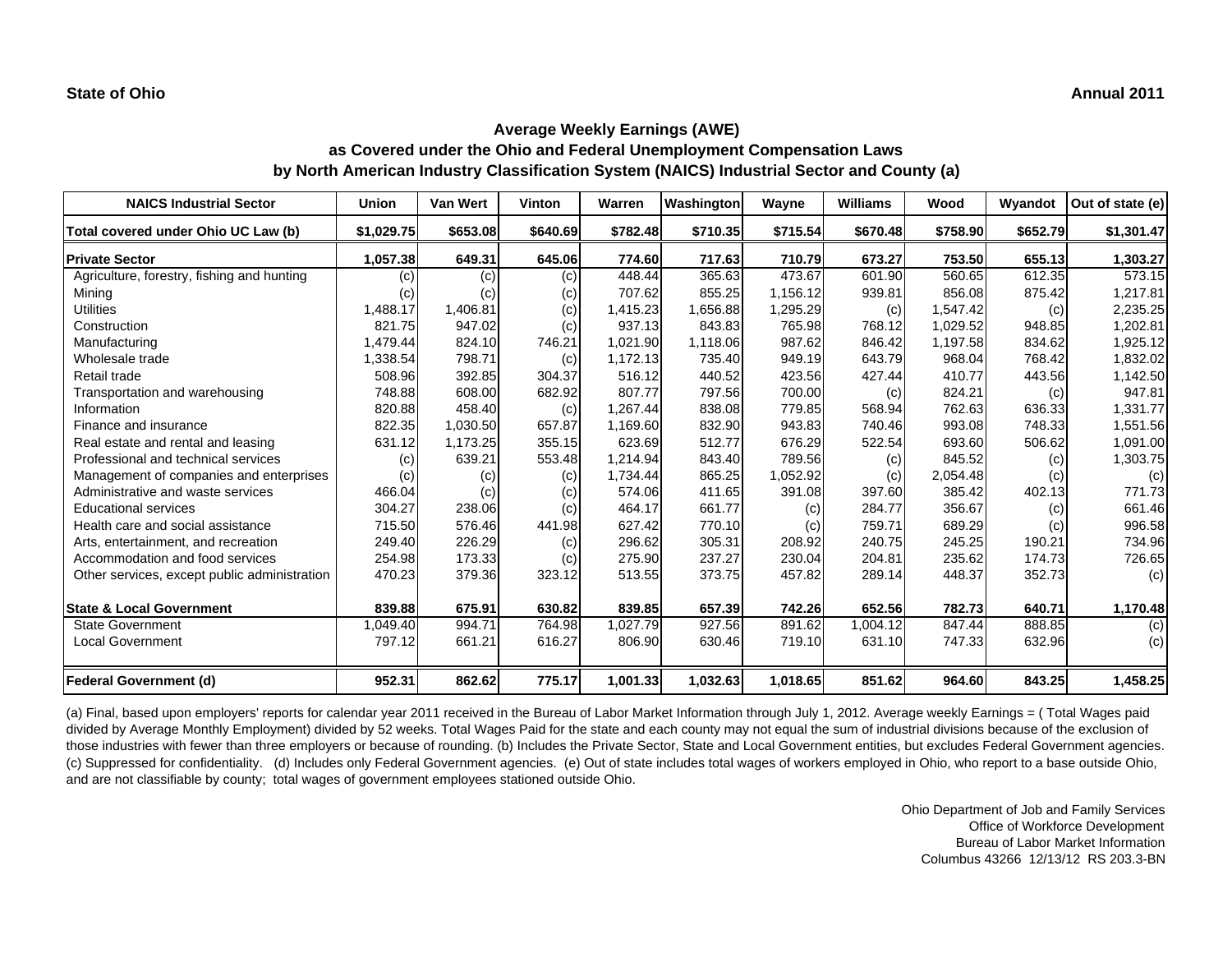**State of Ohio** **Annual 2011**

## Average Weekly Earnings (AWE)
## as Covered under the Ohio and Federal Unemployment Compensation Laws
## by North American Industry Classification System (NAICS) Industrial Sector and County (a)

| NAICS Industrial Sector | Union | Van Wert | Vinton | Warren | Washington | Wayne | Williams | Wood | Wyandot | Out of state (e) |
|---|---|---|---|---|---|---|---|---|---|---|
| Total covered under Ohio UC Law (b) | $1,029.75 | $653.08 | $640.69 | $782.48 | $710.35 | $715.54 | $670.48 | $758.90 | $652.79 | $1,301.47 |
| **Private Sector** | **1,057.38** | **649.31** | **645.06** | **774.60** | **717.63** | **710.79** | **673.27** | **753.50** | **655.13** | **1,303.27** |
| Agriculture, forestry, fishing and hunting | (c) | (c) | (c) | 448.44 | 365.63 | 473.67 | 601.90 | 560.65 | 612.35 | 573.15 |
| Mining | (c) | (c) | (c) | 707.62 | 855.25 | 1,156.12 | 939.81 | 856.08 | 875.42 | 1,217.81 |
| Utilities | 1,488.17 | 1,406.81 | (c) | 1,415.23 | 1,656.88 | 1,295.29 | (c) | 1,547.42 | (c) | 2,235.25 |
| Construction | 821.75 | 947.02 | (c) | 937.13 | 843.83 | 765.98 | 768.12 | 1,029.52 | 948.85 | 1,202.81 |
| Manufacturing | 1,479.44 | 824.10 | 746.21 | 1,021.90 | 1,118.06 | 987.62 | 846.42 | 1,197.58 | 834.62 | 1,925.12 |
| Wholesale trade | 1,338.54 | 798.71 | (c) | 1,172.13 | 735.40 | 949.19 | 643.79 | 968.04 | 768.42 | 1,832.02 |
| Retail trade | 508.96 | 392.85 | 304.37 | 516.12 | 440.52 | 423.56 | 427.44 | 410.77 | 443.56 | 1,142.50 |
| Transportation and warehousing | 748.88 | 608.00 | 682.92 | 807.77 | 797.56 | 700.00 | (c) | 824.21 | (c) | 947.81 |
| Information | 820.88 | 458.40 | (c) | 1,267.44 | 838.08 | 779.85 | 568.94 | 762.63 | 636.33 | 1,331.77 |
| Finance and insurance | 822.35 | 1,030.50 | 657.87 | 1,169.60 | 832.90 | 943.83 | 740.46 | 993.08 | 748.33 | 1,551.56 |
| Real estate and rental and leasing | 631.12 | 1,173.25 | 355.15 | 623.69 | 512.77 | 676.29 | 522.54 | 693.60 | 506.62 | 1,091.00 |
| Professional and technical services | (c) | 639.21 | 553.48 | 1,214.94 | 843.40 | 789.56 | (c) | 845.52 | (c) | 1,303.75 |
| Management of companies and enterprises | (c) | (c) | (c) | 1,734.44 | 865.25 | 1,052.92 | (c) | 2,054.48 | (c) | (c) |
| Administrative and waste services | 466.04 | (c) | (c) | 574.06 | 411.65 | 391.08 | 397.60 | 385.42 | 402.13 | 771.73 |
| Educational services | 304.27 | 238.06 | (c) | 464.17 | 661.77 | (c) | 284.77 | 356.67 | (c) | 661.46 |
| Health care and social assistance | 715.50 | 576.46 | 441.98 | 627.42 | 770.10 | (c) | 759.71 | 689.29 | (c) | 996.58 |
| Arts, entertainment, and recreation | 249.40 | 226.29 | (c) | 296.62 | 305.31 | 208.92 | 240.75 | 245.25 | 190.21 | 734.96 |
| Accommodation and food services | 254.98 | 173.33 | (c) | 275.90 | 237.27 | 230.04 | 204.81 | 235.62 | 174.73 | 726.65 |
| Other services, except public administration | 470.23 | 379.36 | 323.12 | 513.55 | 373.75 | 457.82 | 289.14 | 448.37 | 352.73 | (c) |
| **State & Local Government** | **839.88** | **675.91** | **630.82** | **839.85** | **657.39** | **742.26** | **652.56** | **782.73** | **640.71** | **1,170.48** |
| State Government | 1,049.40 | 994.71 | 764.98 | 1,027.79 | 927.56 | 891.62 | 1,004.12 | 847.44 | 888.85 | (c) |
| Local Government | 797.12 | 661.21 | 616.27 | 806.90 | 630.46 | 719.10 | 631.10 | 747.33 | 632.96 | (c) |
| **Federal Government (d)** | **952.31** | **862.62** | **775.17** | **1,001.33** | **1,032.63** | **1,018.65** | **851.62** | **964.60** | **843.25** | **1,458.25** |

(a) Final, based upon employers' reports for calendar year 2011 received in the Bureau of Labor Market Information through July 1, 2012. Average weekly Earnings = ( Total Wages paid divided by Average Monthly Employment) divided by 52 weeks. Total Wages Paid for the state and each county may not equal the sum of industrial divisions because of the exclusion of those industries with fewer than three employers or because of rounding. (b) Includes the Private Sector, State and Local Government entities, but excludes Federal Government agencies. (c) Suppressed for confidentiality. (d) Includes only Federal Government agencies. (e) Out of state includes total wages of workers employed in Ohio, who report to a base outside Ohio, and are not classifiable by county; total wages of government employees stationed outside Ohio.

Ohio Department of Job and Family Services
Office of Workforce Development
Bureau of Labor Market Information
Columbus 43266 12/13/12 RS 203.3-BN